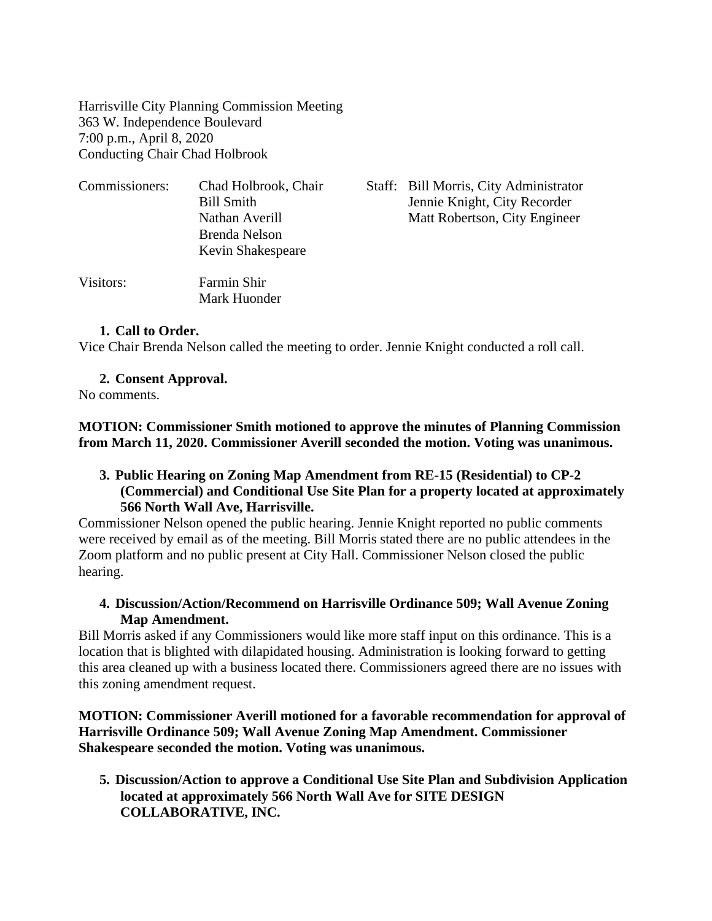Harrisville City Planning Commission Meeting
363 W. Independence Boulevard
7:00 p.m., April 8, 2020
Conducting Chair Chad Holbrook

| Commissioners: | | Staff: |
|---|---|---|
| | Chad Holbrook, Chair | Bill Morris, City Administrator |
| | Bill Smith | Jennie Knight, City Recorder |
| | Nathan Averill | Matt Robertson, City Engineer |
| | Brenda Nelson | |
| | Kevin Shakespeare | |

Visitors: Farmin Shir
Mark Huonder

**1. Call to Order.**

Vice Chair Brenda Nelson called the meeting to order. Jennie Knight conducted a roll call.

**2. Consent Approval.**

No comments.

**MOTION: Commissioner Smith motioned to approve the minutes of Planning Commission from March 11, 2020. Commissioner Averill seconded the motion. Voting was unanimous.**

**3. Public Hearing on Zoning Map Amendment from RE-15 (Residential) to CP-2 (Commercial) and Conditional Use Site Plan for a property located at approximately 566 North Wall Ave, Harrisville.**

Commissioner Nelson opened the public hearing. Jennie Knight reported no public comments were received by email as of the meeting. Bill Morris stated there are no public attendees in the Zoom platform and no public present at City Hall. Commissioner Nelson closed the public hearing.

**4. Discussion/Action/Recommend on Harrisville Ordinance 509; Wall Avenue Zoning Map Amendment.**

Bill Morris asked if any Commissioners would like more staff input on this ordinance. This is a location that is blighted with dilapidated housing. Administration is looking forward to getting this area cleaned up with a business located there. Commissioners agreed there are no issues with this zoning amendment request.

**MOTION: Commissioner Averill motioned for a favorable recommendation for approval of Harrisville Ordinance 509; Wall Avenue Zoning Map Amendment. Commissioner Shakespeare seconded the motion. Voting was unanimous.**

**5. Discussion/Action to approve a Conditional Use Site Plan and Subdivision Application located at approximately 566 North Wall Ave for SITE DESIGN COLLABORATIVE, INC.**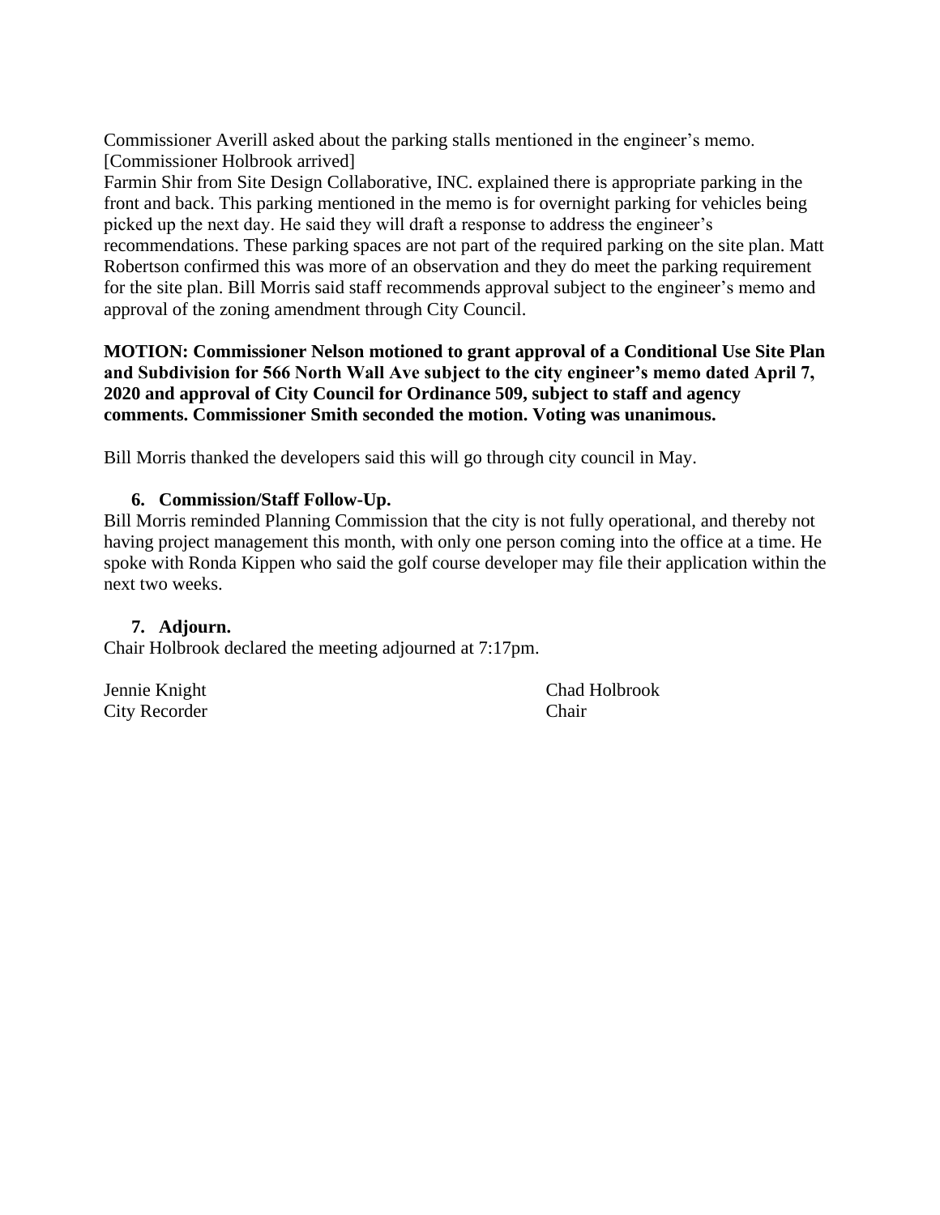Commissioner Averill asked about the parking stalls mentioned in the engineer's memo.
[Commissioner Holbrook arrived]
Farmin Shir from Site Design Collaborative, INC. explained there is appropriate parking in the front and back. This parking mentioned in the memo is for overnight parking for vehicles being picked up the next day. He said they will draft a response to address the engineer's recommendations. These parking spaces are not part of the required parking on the site plan. Matt Robertson confirmed this was more of an observation and they do meet the parking requirement for the site plan. Bill Morris said staff recommends approval subject to the engineer's memo and approval of the zoning amendment through City Council.

**MOTION: Commissioner Nelson motioned to grant approval of a Conditional Use Site Plan and Subdivision for 566 North Wall Ave subject to the city engineer's memo dated April 7, 2020 and approval of City Council for Ordinance 509, subject to staff and agency comments. Commissioner Smith seconded the motion. Voting was unanimous.**

Bill Morris thanked the developers said this will go through city council in May.

### 6. Commission/Staff Follow-Up.

Bill Morris reminded Planning Commission that the city is not fully operational, and thereby not having project management this month, with only one person coming into the office at a time. He spoke with Ronda Kippen who said the golf course developer may file their application within the next two weeks.

### 7. Adjourn.

Chair Holbrook declared the meeting adjourned at 7:17pm.

Jennie Knight
City Recorder

Chad Holbrook
Chair